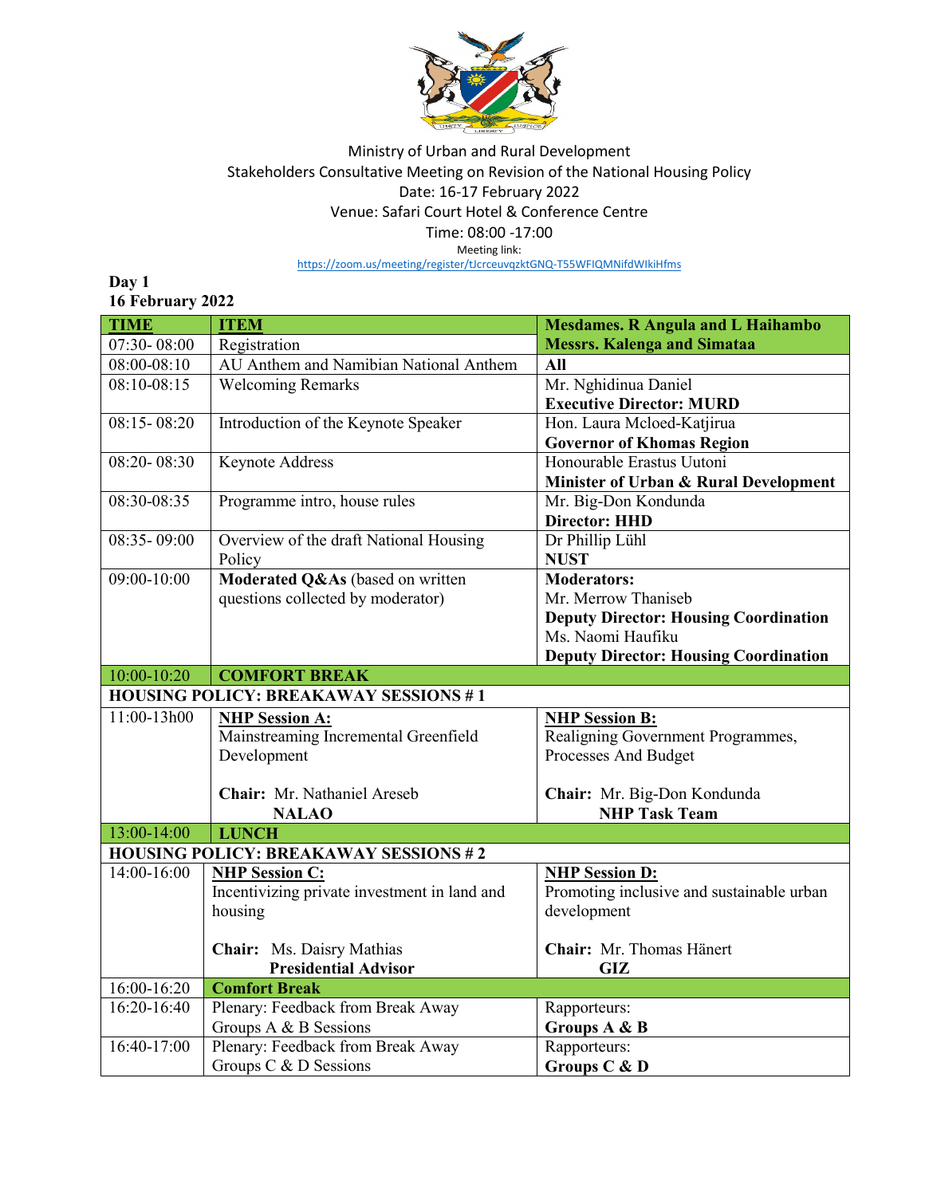Ministry of Urban and Rural Development
Stakeholders Consultative Meeting on Revision of the National Housing Policy
Date: 16-17 February 2022
Venue: Safari Court Hotel & Conference Centre
Time: 08:00 -17:00
Meeting link:
https://zoom.us/meeting/register/tJcrceuvqzktGNQ-T55WFIQMNifdWIkiHfms

**Day 1**
**16 February 2022**

| TIME | ITEM | Mesdames. R Angula and L Haihambo |
|---|---|---|
| 07:30- 08:00 | Registration | **Messrs. Kalenga and Simataa** |
| 08:00-08:10 | AU Anthem and Namibian National Anthem | **All** |
| 08:10-08:15 | Welcoming Remarks | Mr. Nghidinua Daniel<br>**Executive Director: MURD** |
| 08:15- 08:20 | Introduction of the Keynote Speaker | Hon. Laura Mcloed-Katjirua<br>**Governor of Khomas Region** |
| 08:20- 08:30 | Keynote Address | Honourable Erastus Uutoni<br>**Minister of Urban & Rural Development** |
| 08:30-08:35 | Programme intro, house rules | Mr. Big-Don Kondunda<br>**Director: HHD** |
| 08:35- 09:00 | Overview of the draft National Housing Policy | Dr Phillip Lühl<br>**NUST** |
| 09:00-10:00 | **Moderated Q&As** (based on written questions collected by moderator) | **Moderators:**<br>Mr. Merrow Thaniseb<br>**Deputy Director: Housing Coordination**<br>Ms. Naomi Haufiku<br>**Deputy Director: Housing Coordination** |
| 10:00-10:20 | **COMFORT BREAK** | |
| **HOUSING POLICY: BREAKAWAY SESSIONS # 1** | | |
| 11:00-13h00 | **NHP Session A:**<br>Mainstreaming Incremental Greenfield Development<br><br>**Chair:** Mr. Nathaniel Areseb<br>**NALAO** | **NHP Session B:**<br>Realigning Government Programmes, Processes And Budget<br><br>**Chair:** Mr. Big-Don Kondunda<br>**NHP Task Team** |
| 13:00-14:00 | **LUNCH** | |
| **HOUSING POLICY: BREAKAWAY SESSIONS # 2** | | |
| 14:00-16:00 | **NHP Session C:**<br>Incentivizing private investment in land and housing<br><br>**Chair:** Ms. Daisy Mathias<br>**Presidential Advisor** | **NHP Session D:**<br>Promoting inclusive and sustainable urban development<br><br>**Chair:** Mr. Thomas Hänert<br>**GIZ** |
| 16:00-16:20 | **Comfort Break** | |
| 16:20-16:40 | Plenary: Feedback from Break Away Groups A & B Sessions | Rapporteurs:<br>**Groups A & B** |
| 16:40-17:00 | Plenary: Feedback from Break Away Groups C & D Sessions | Rapporteurs:<br>**Groups C & D** |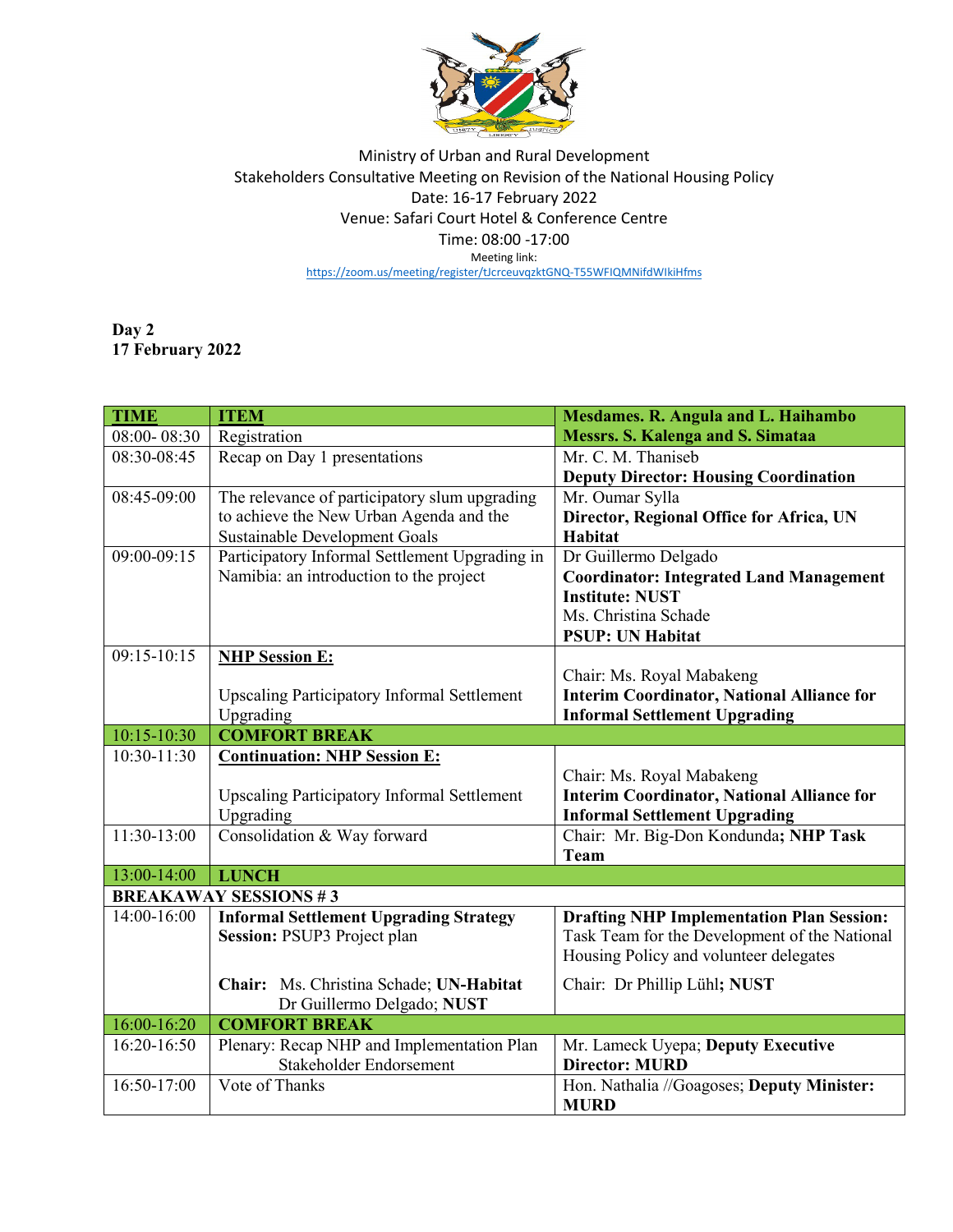Ministry of Urban and Rural Development
Stakeholders Consultative Meeting on Revision of the National Housing Policy
Date: 16-17 February 2022
Venue: Safari Court Hotel & Conference Centre
Time: 08:00 -17:00
Meeting link:
https://zoom.us/meeting/register/tJcrceuvqzktGNQ-T55WFIQMNifdWIkiHfms

**Day 2**
**17 February 2022**

| TIME | ITEM | Mesdames. R. Angula and L. Haihambo<br>Messrs. S. Kalenga and S. Simataa |
|---|---|---|
| 08:00- 08:30 | Registration | |
| 08:30-08:45 | Recap on Day 1 presentations | Mr. C. M. Thaniseb<br>**Deputy Director: Housing Coordination** |
| 08:45-09:00 | The relevance of participatory slum upgrading to achieve the New Urban Agenda and the Sustainable Development Goals | Mr. Oumar Sylla<br>**Director, Regional Office for Africa, UN Habitat** |
| 09:00-09:15 | Participatory Informal Settlement Upgrading in Namibia: an introduction to the project | Dr Guillermo Delgado<br>**Coordinator: Integrated Land Management Institute: NUST**<br>Ms. Christina Schade<br>**PSUP: UN Habitat** |
| 09:15-10:15 | **NHP Session E:**<br><br>Upscaling Participatory Informal Settlement Upgrading | Chair: Ms. Royal Mabakeng<br>**Interim Coordinator, National Alliance for Informal Settlement Upgrading** |
| 10:15-10:30 | **COMFORT BREAK** | |
| 10:30-11:30 | **Continuation: NHP Session E:**<br><br>Upscaling Participatory Informal Settlement Upgrading | Chair: Ms. Royal Mabakeng<br>**Interim Coordinator, National Alliance for Informal Settlement Upgrading** |
| 11:30-13:00 | Consolidation & Way forward | Chair: Mr. Big-Don Kondunda**; NHP Task Team** |
| 13:00-14:00 | **LUNCH** | |
| **BREAKAWAY SESSIONS # 3** | | |
| 14:00-16:00 | **Informal Settlement Upgrading Strategy Session:** PSUP3 Project plan<br><br>**Chair:** Ms. Christina Schade; **UN-Habitat**<br>Dr Guillermo Delgado; **NUST** | **Drafting NHP Implementation Plan Session:** Task Team for the Development of the National Housing Policy and volunteer delegates<br><br>Chair: Dr Phillip Lühl**; NUST** |
| 16:00-16:20 | **COMFORT BREAK** | |
| 16:20-16:50 | Plenary: Recap NHP and Implementation Plan Stakeholder Endorsement | Mr. Lameck Uyepa; **Deputy Executive Director: MURD** |
| 16:50-17:00 | Vote of Thanks | Hon. Nathalia //Goagoses; **Deputy Minister: MURD** |